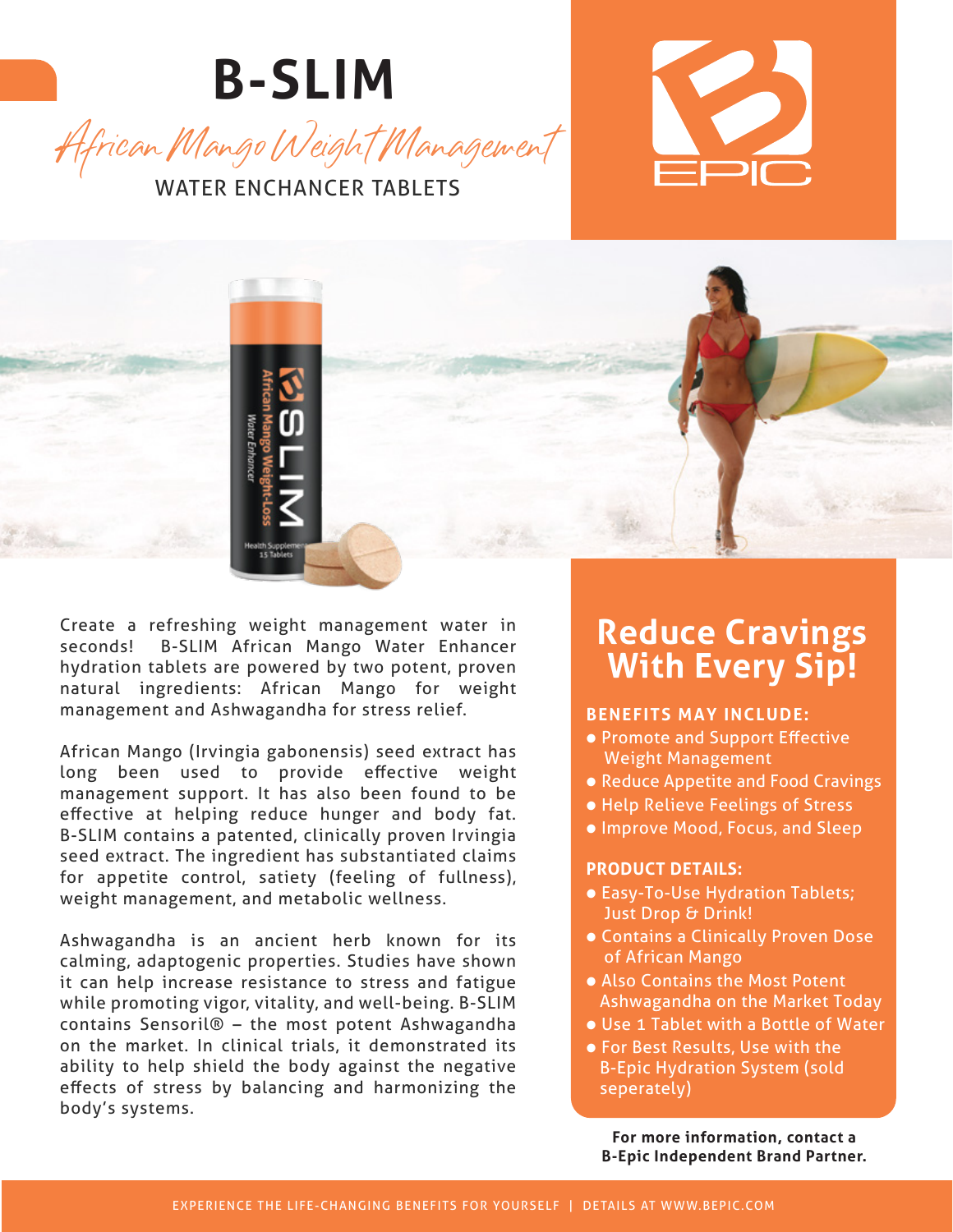# B-SLIM

*African Mango Weight Management*

WATER ENCHANCER TABLETS

Create a refreshing weight management water in seconds! B-SLIM African Mango Water Enhancer hydration tablets are powered by two potent, proven natural ingredients: African Mango for weight management and Ashwagandha for stress relief.

African Mango (Irvingia gabonensis) seed extract has long been used to provide effective weight management support. It has also been found to be effective at helping reduce hunger and body fat. B-SLIM contains a patented, clinically proven Irvingia seed extract. The ingredient has substantiated claims for appetite control, satiety (feeling of fullness), weight management, and metabolic wellness.

Ashwagandha is an ancient herb known for its calming, adaptogenic properties. Studies have shown it can help increase resistance to stress and fatigue while promoting vigor, vitality, and well-being. B-SLIM contains Sensoril® – the most potent Ashwagandha on the market. In clinical trials, it demonstrated its ability to help shield the body against the negative effects of stress by balancing and harmonizing the body's systems.

## Reduce Cravings With Every Sip!

**BENEFITS MAY INCLUDE:**

- Promote and Support Effective Weight Management
- Reduce Appetite and Food Cravings
- Help Relieve Feelings of Stress
- Improve Mood, Focus, and Sleep

**PRODUCT DETAILS:**

- Easy-To-Use Hydration Tablets; Just Drop & Drink!
- Contains a Clinically Proven Dose of African Mango
- Also Contains the Most Potent Ashwagandha on the Market Today
- Use 1 Tablet with a Bottle of Water
- For Best Results, Use with the B-Epic Hydration System (sold seperately)

**For more information, contact a B-Epic Independent Brand Partner.**

EXPERIENCE THE LIFE-CHANGING BENEFITS FOR YOURSELF | DETAILS AT WWW.BEPIC.COM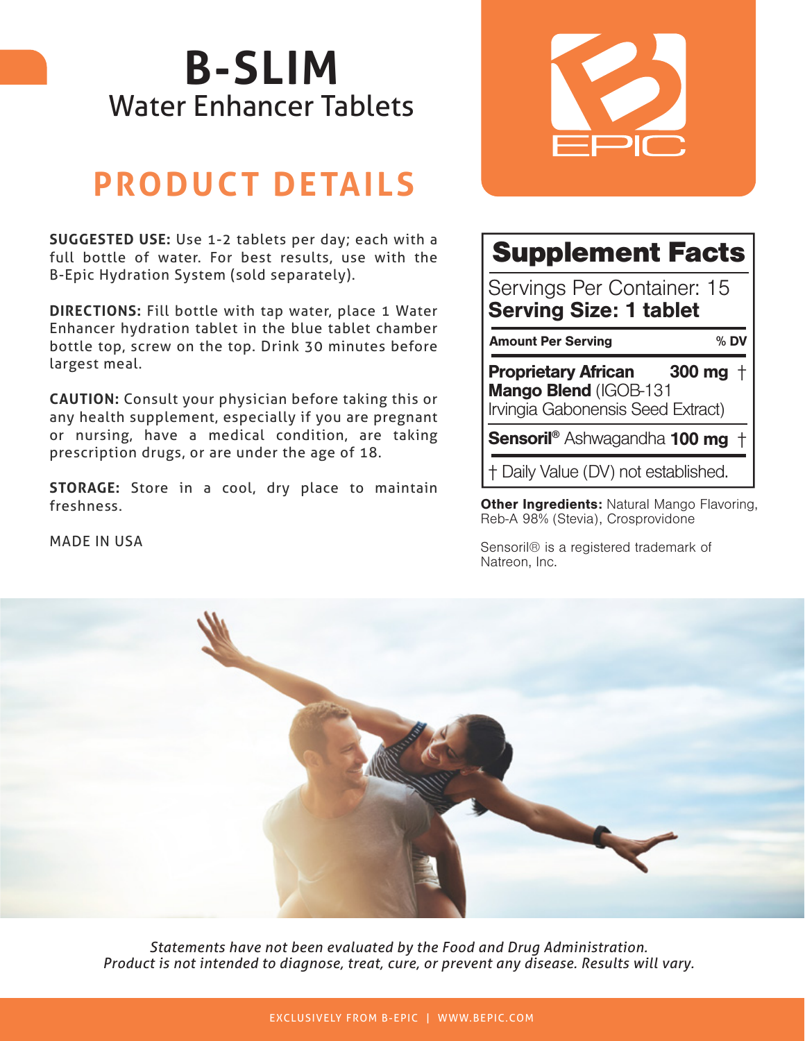# B-SLIM

## Water Enhancer Tablets

## PRODUCT DETAILS

**SUGGESTED USE:** Use 1-2 tablets per day; each with a full bottle of water. For best results, use with the B-Epic Hydration System (sold separately).

**DIRECTIONS:** Fill bottle with tap water, place 1 Water Enhancer hydration tablet in the blue tablet chamber bottle top, screw on the top. Drink 30 minutes before largest meal.

**CAUTION:** Consult your physician before taking this or any health supplement, especially if you are pregnant or nursing, have a medical condition, are taking prescription drugs, or are under the age of 18.

**STORAGE:** Store in a cool, dry place to maintain freshness.

MADE IN USA

B EPIC

### Supplement Facts

Servings Per Container: 15
**Serving Size: 1 tablet**

| Amount Per Serving | | % DV |
|---|---|---|
| **Proprietary African Mango Blend** (IGOB-131 Irvingia Gabonensis Seed Extract) | **300 mg** | † |
| **Sensoril®** Ashwagandha | **100 mg** | † |

† Daily Value (DV) not established.

**Other Ingredients:** Natural Mango Flavoring, Reb-A 98% (Stevia), Crosprovidone

Sensoril® is a registered trademark of Natreon, Inc.

*Statements have not been evaluated by the Food and Drug Administration. Product is not intended to diagnose, treat, cure, or prevent any disease. Results will vary.*

EXCLUSIVELY FROM B-EPIC | WWW.BEPIC.COM